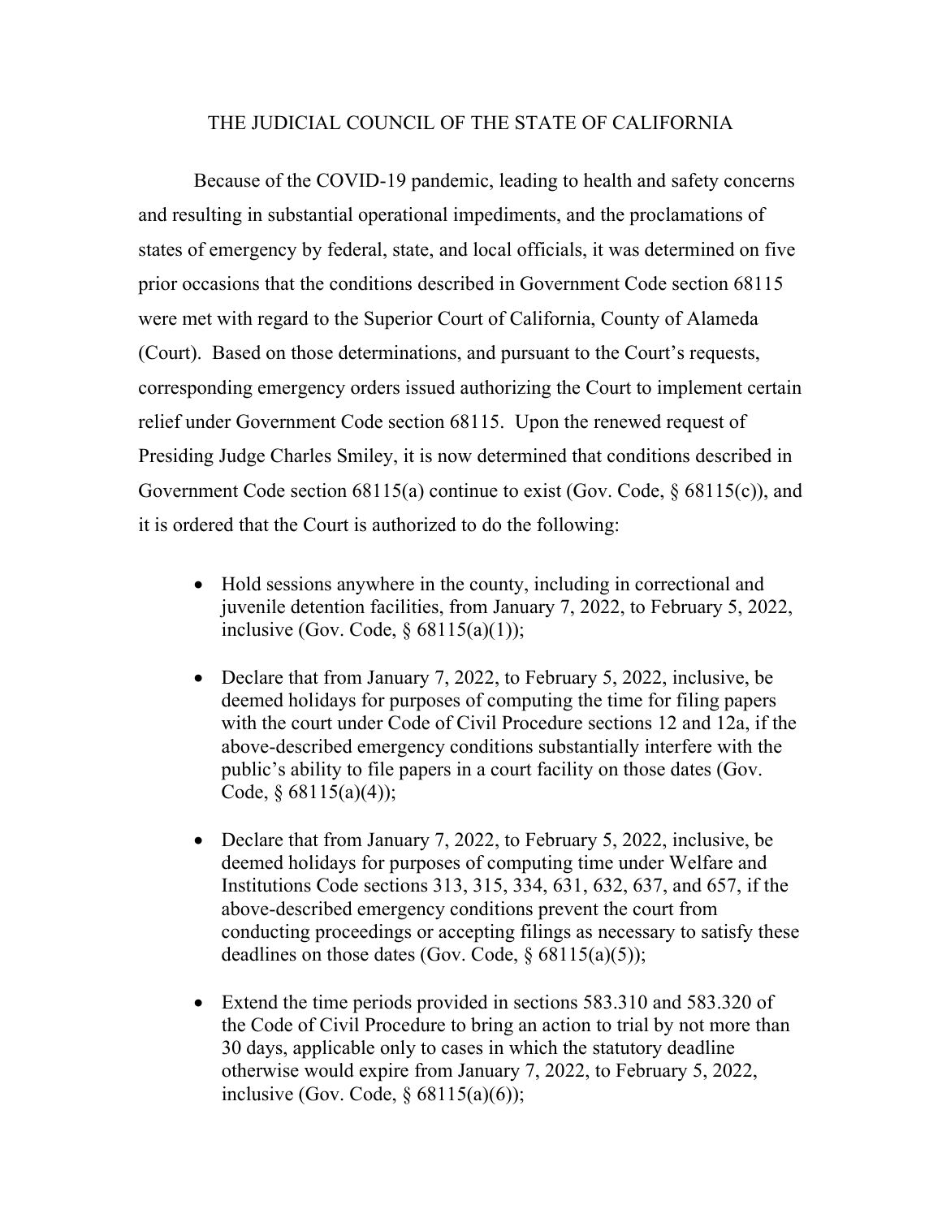# THE JUDICIAL COUNCIL OF THE STATE OF CALIFORNIA

Because of the COVID-19 pandemic, leading to health and safety concerns and resulting in substantial operational impediments, and the proclamations of states of emergency by federal, state, and local officials, it was determined on five prior occasions that the conditions described in Government Code section 68115 were met with regard to the Superior Court of California, County of Alameda (Court). Based on those determinations, and pursuant to the Court's requests, corresponding emergency orders issued authorizing the Court to implement certain relief under Government Code section 68115. Upon the renewed request of Presiding Judge Charles Smiley, it is now determined that conditions described in Government Code section 68115(a) continue to exist (Gov. Code, § 68115(c)), and it is ordered that the Court is authorized to do the following:

- Hold sessions anywhere in the county, including in correctional and juvenile detention facilities, from January 7, 2022, to February 5, 2022, inclusive (Gov. Code, § 68115(a)(1));

- Declare that from January 7, 2022, to February 5, 2022, inclusive, be deemed holidays for purposes of computing the time for filing papers with the court under Code of Civil Procedure sections 12 and 12a, if the above-described emergency conditions substantially interfere with the public's ability to file papers in a court facility on those dates (Gov. Code, § 68115(a)(4));

- Declare that from January 7, 2022, to February 5, 2022, inclusive, be deemed holidays for purposes of computing time under Welfare and Institutions Code sections 313, 315, 334, 631, 632, 637, and 657, if the above-described emergency conditions prevent the court from conducting proceedings or accepting filings as necessary to satisfy these deadlines on those dates (Gov. Code, § 68115(a)(5));

- Extend the time periods provided in sections 583.310 and 583.320 of the Code of Civil Procedure to bring an action to trial by not more than 30 days, applicable only to cases in which the statutory deadline otherwise would expire from January 7, 2022, to February 5, 2022, inclusive (Gov. Code, § 68115(a)(6));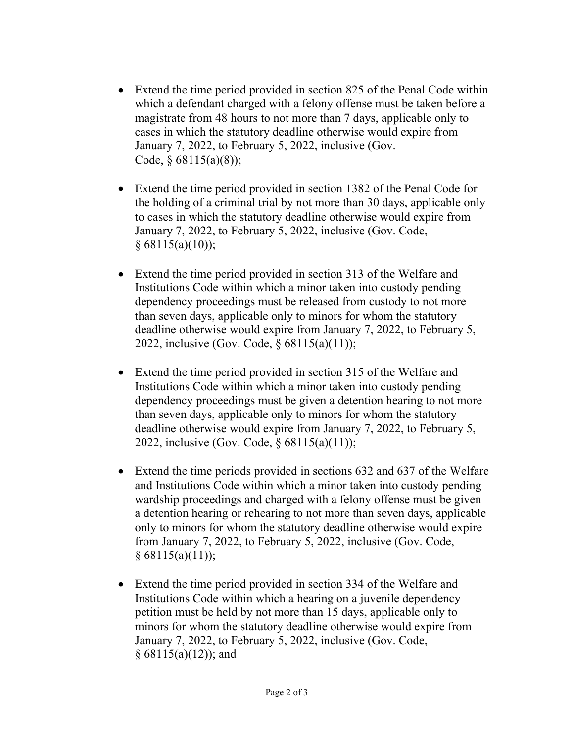- Extend the time period provided in section 825 of the Penal Code within which a defendant charged with a felony offense must be taken before a magistrate from 48 hours to not more than 7 days, applicable only to cases in which the statutory deadline otherwise would expire from January 7, 2022, to February 5, 2022, inclusive (Gov. Code, § 68115(a)(8));

- Extend the time period provided in section 1382 of the Penal Code for the holding of a criminal trial by not more than 30 days, applicable only to cases in which the statutory deadline otherwise would expire from January 7, 2022, to February 5, 2022, inclusive (Gov. Code, § 68115(a)(10));

- Extend the time period provided in section 313 of the Welfare and Institutions Code within which a minor taken into custody pending dependency proceedings must be released from custody to not more than seven days, applicable only to minors for whom the statutory deadline otherwise would expire from January 7, 2022, to February 5, 2022, inclusive (Gov. Code, § 68115(a)(11));

- Extend the time period provided in section 315 of the Welfare and Institutions Code within which a minor taken into custody pending dependency proceedings must be given a detention hearing to not more than seven days, applicable only to minors for whom the statutory deadline otherwise would expire from January 7, 2022, to February 5, 2022, inclusive (Gov. Code, § 68115(a)(11));

- Extend the time periods provided in sections 632 and 637 of the Welfare and Institutions Code within which a minor taken into custody pending wardship proceedings and charged with a felony offense must be given a detention hearing or rehearing to not more than seven days, applicable only to minors for whom the statutory deadline otherwise would expire from January 7, 2022, to February 5, 2022, inclusive (Gov. Code, § 68115(a)(11));

- Extend the time period provided in section 334 of the Welfare and Institutions Code within which a hearing on a juvenile dependency petition must be held by not more than 15 days, applicable only to minors for whom the statutory deadline otherwise would expire from January 7, 2022, to February 5, 2022, inclusive (Gov. Code, § 68115(a)(12)); and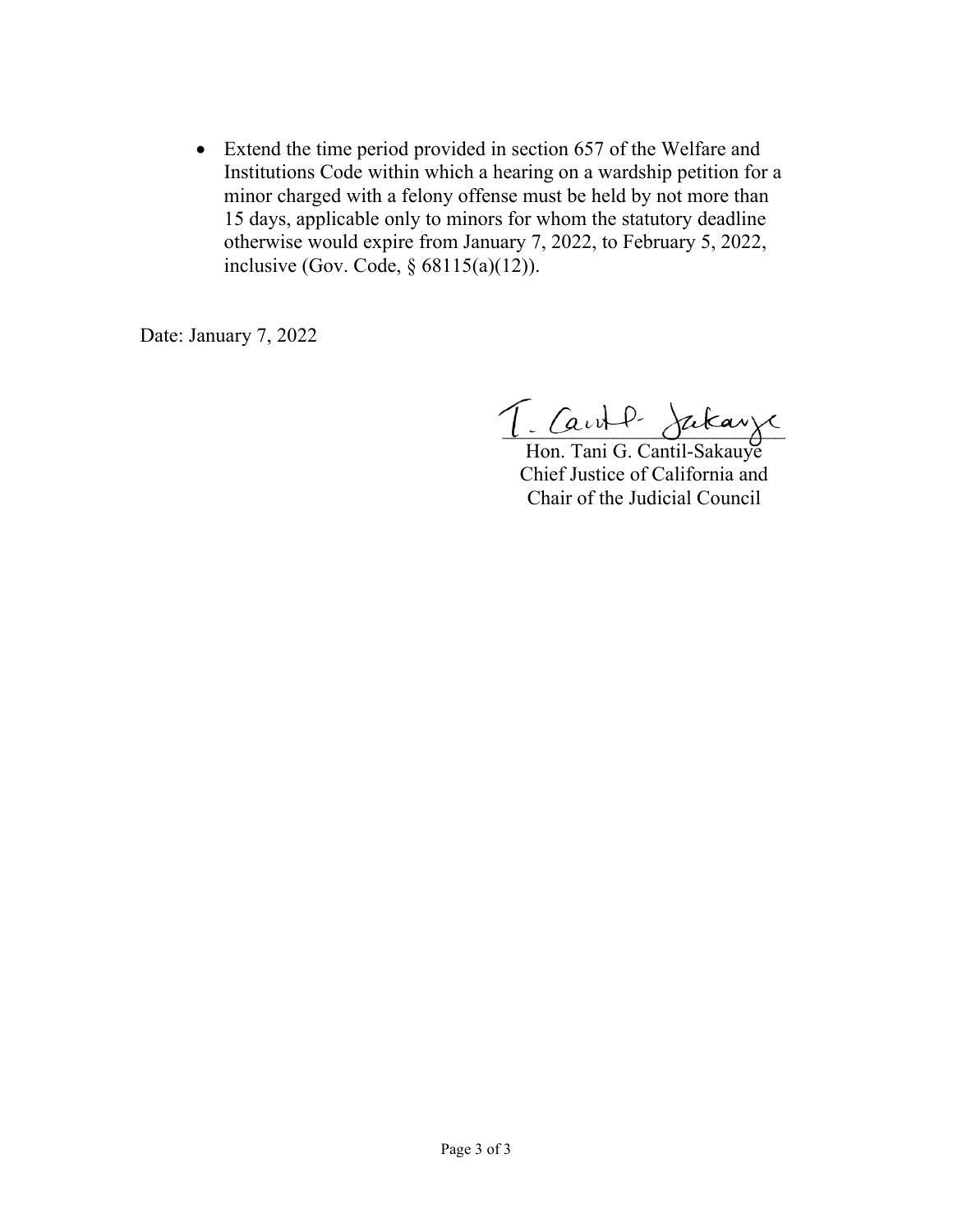- Extend the time period provided in section 657 of the Welfare and Institutions Code within which a hearing on a wardship petition for a minor charged with a felony offense must be held by not more than 15 days, applicable only to minors for whom the statutory deadline otherwise would expire from January 7, 2022, to February 5, 2022, inclusive (Gov. Code, § 68115(a)(12)).

Date: January 7, 2022

Hon. Tani G. Cantil-Sakauye
Chief Justice of California and
Chair of the Judicial Council